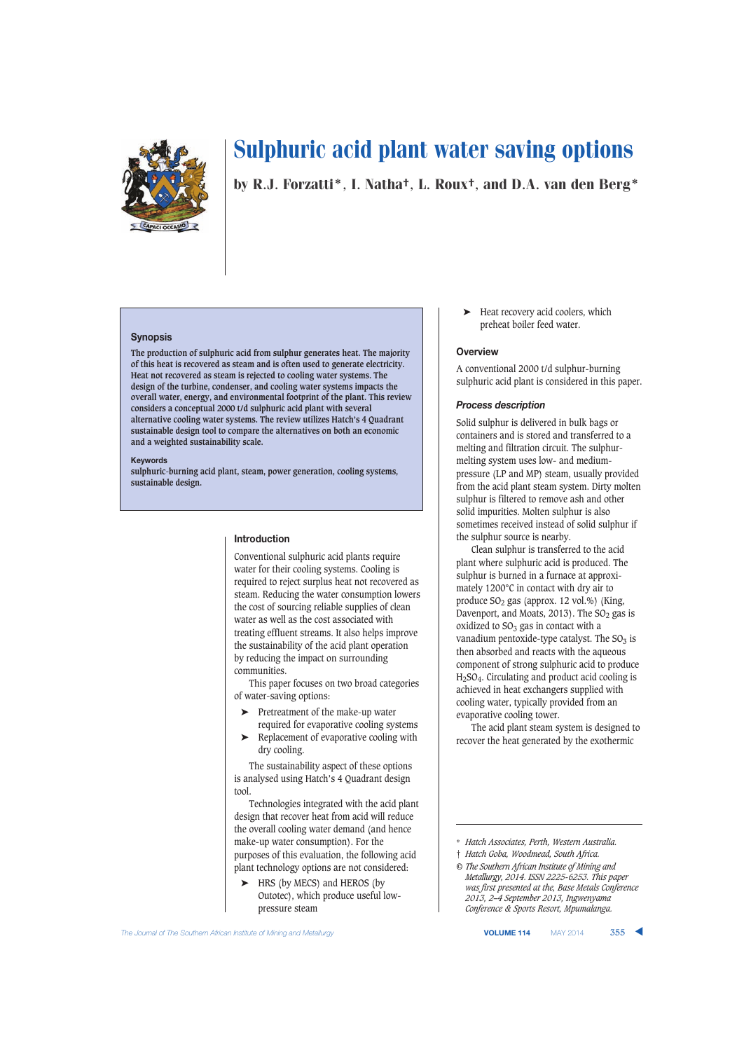# Sulphuric acid plant water saving options

by R.J. Forzatti*, I. Natha†, L. Roux†, and D.A. van den Berg*

## Synopsis

The production of sulphuric acid from sulphur generates heat. The majority of this heat is recovered as steam and is often used to generate electricity. Heat not recovered as steam is rejected to cooling water systems. The design of the turbine, condenser, and cooling water systems impacts the overall water, energy, and environmental footprint of the plant. This review considers a conceptual 2000 t/d sulphuric acid plant with several alternative cooling water systems. The review utilizes Hatch's 4 Quadrant sustainable design tool to compare the alternatives on both an economic and a weighted sustainability scale.

**Keywords**

sulphuric-burning acid plant, steam, power generation, cooling systems, sustainable design.

## Introduction

Conventional sulphuric acid plants require water for their cooling systems. Cooling is required to reject surplus heat not recovered as steam. Reducing the water consumption lowers the cost of sourcing reliable supplies of clean water as well as the cost associated with treating effluent streams. It also helps improve the sustainability of the acid plant operation by reducing the impact on surrounding communities.

This paper focuses on two broad categories of water-saving options:

- Pretreatment of the make-up water required for evaporative cooling systems
- Replacement of evaporative cooling with dry cooling.

The sustainability aspect of these options is analysed using Hatch's 4 Quadrant design tool.

Technologies integrated with the acid plant design that recover heat from acid will reduce the overall cooling water demand (and hence make-up water consumption). For the purposes of this evaluation, the following acid plant technology options are not considered:

- HRS (by MECS) and HEROS (by Outotec), which produce useful low-pressure steam
- Heat recovery acid coolers, which preheat boiler feed water.

## Overview

A conventional 2000 t/d sulphur-burning sulphuric acid plant is considered in this paper.

### *Process description*

Solid sulphur is delivered in bulk bags or containers and is stored and transferred to a melting and filtration circuit. The sulphur-melting system uses low- and medium-pressure (LP and MP) steam, usually provided from the acid plant steam system. Dirty molten sulphur is filtered to remove ash and other solid impurities. Molten sulphur is also sometimes received instead of solid sulphur if the sulphur source is nearby.

Clean sulphur is transferred to the acid plant where sulphuric acid is produced. The sulphur is burned in a furnace at approximately 1200°C in contact with dry air to produce $SO_2$ gas (approx. 12 vol.%) (King, Davenport, and Moats, 2013). The $SO_2$ gas is oxidized to $SO_3$ gas in contact with a vanadium pentoxide-type catalyst. The $SO_3$ is then absorbed and reacts with the aqueous component of strong sulphuric acid to produce $H_2SO_4$. Circulating and product acid cooling is achieved in heat exchangers supplied with cooling water, typically provided from an evaporative cooling tower.

The acid plant steam system is designed to recover the heat generated by the exothermic

---

\* *Hatch Associates, Perth, Western Australia.*

† *Hatch Goba, Woodmead, South Africa.*

© *The Southern African Institute of Mining and Metallurgy, 2014. ISSN 2225-6253. This paper was first presented at the, Base Metals Conference 2013, 2–4 September 2013, Ingwenyama Conference & Sports Resort, Mpumalanga.*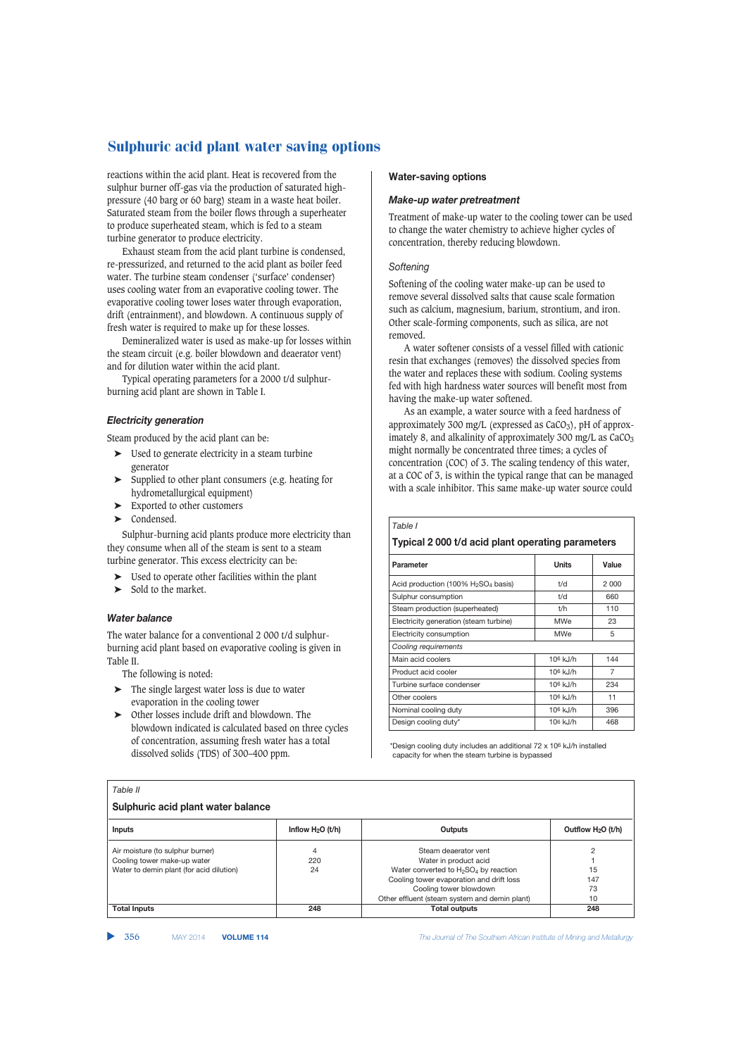reactions within the acid plant. Heat is recovered from the sulphur burner off-gas via the production of saturated high-pressure (40 barg or 60 barg) steam in a waste heat boiler. Saturated steam from the boiler flows through a superheater to produce superheated steam, which is fed to a steam turbine generator to produce electricity.

Exhaust steam from the acid plant turbine is condensed, re-pressurized, and returned to the acid plant as boiler feed water. The turbine steam condenser ('surface' condenser) uses cooling water from an evaporative cooling tower. The evaporative cooling tower loses water through evaporation, drift (entrainment), and blowdown. A continuous supply of fresh water is required to make up for these losses.

Demineralized water is used as make-up for losses within the steam circuit (e.g. boiler blowdown and deaerator vent) and for dilution water within the acid plant.

Typical operating parameters for a 2000 t/d sulphur-burning acid plant are shown in Table I.

### *Electricity generation*

Steam produced by the acid plant can be:

- Used to generate electricity in a steam turbine generator
- Supplied to other plant consumers (e.g. heating for hydrometallurgical equipment)
- Exported to other customers
- Condensed.

Sulphur-burning acid plants produce more electricity than they consume when all of the steam is sent to a steam turbine generator. This excess electricity can be:

- Used to operate other facilities within the plant
- Sold to the market.

### *Water balance*

The water balance for a conventional 2 000 t/d sulphur-burning acid plant based on evaporative cooling is given in Table II.

The following is noted:

- The single largest water loss is due to water evaporation in the cooling tower
- Other losses include drift and blowdown. The blowdown indicated is calculated based on three cycles of concentration, assuming fresh water has a total dissolved solids (TDS) of 300–400 ppm.

## Water-saving options

### *Make-up water pretreatment*

Treatment of make-up water to the cooling tower can be used to change the water chemistry to achieve higher cycles of concentration, thereby reducing blowdown.

#### *Softening*

Softening of the cooling water make-up can be used to remove several dissolved salts that cause scale formation such as calcium, magnesium, barium, strontium, and iron. Other scale-forming components, such as silica, are not removed.

A water softener consists of a vessel filled with cationic resin that exchanges (removes) the dissolved species from the water and replaces these with sodium. Cooling systems fed with high hardness water sources will benefit most from having the make-up water softened.

As an example, a water source with a feed hardness of approximately 300 mg/L (expressed as $CaCO_3$), pH of approximately 8, and alkalinity of approximately 300 mg/L as $CaCO_3$ might normally be concentrated three times; a cycles of concentration (COC) of 3. The scaling tendency of this water, at a COC of 3, is within the typical range that can be managed with a scale inhibitor. This same make-up water source could

*Table I*

**Typical 2 000 t/d acid plant operating parameters**

| Parameter | Units | Value |
|---|---|---|
| Acid production (100% $H_2SO_4$ basis) | t/d | 2 000 |
| Sulphur consumption | t/d | 660 |
| Steam production (superheated) | t/h | 110 |
| Electricity generation (steam turbine) | MWe | 23 |
| Electricity consumption | MWe | 5 |
| *Cooling requirements* | | |
| Main acid coolers | $10^6$ kJ/h | 144 |
| Product acid cooler | $10^6$ kJ/h | 7 |
| Turbine surface condenser | $10^6$ kJ/h | 234 |
| Other coolers | $10^6$ kJ/h | 11 |
| Nominal cooling duty | $10^6$ kJ/h | 396 |
| Design cooling duty* | $10^6$ kJ/h | 468 |

*Design cooling duty includes an additional 72 x $10^6$ kJ/h installed capacity for when the steam turbine is bypassed

*Table II*

**Sulphuric acid plant water balance**

| Inputs | Inflow $H_2O$ (t/h) | Outputs | Outflow $H_2O$ (t/h) |
|---|---|---|---|
| Air moisture (to sulphur burner) | 4 | Steam deaerator vent | 2 |
| Cooling tower make-up water | 220 | Water in product acid | 1 |
| Water to demin plant (for acid dilution) | 24 | Water converted to $H_2SO_4$ by reaction | 15 |
| | | Cooling tower evaporation and drift loss | 147 |
| | | Cooling tower blowdown | 73 |
| | | Other effluent (steam system and demin plant) | 10 |
| **Total Inputs** | **248** | **Total outputs** | **248** |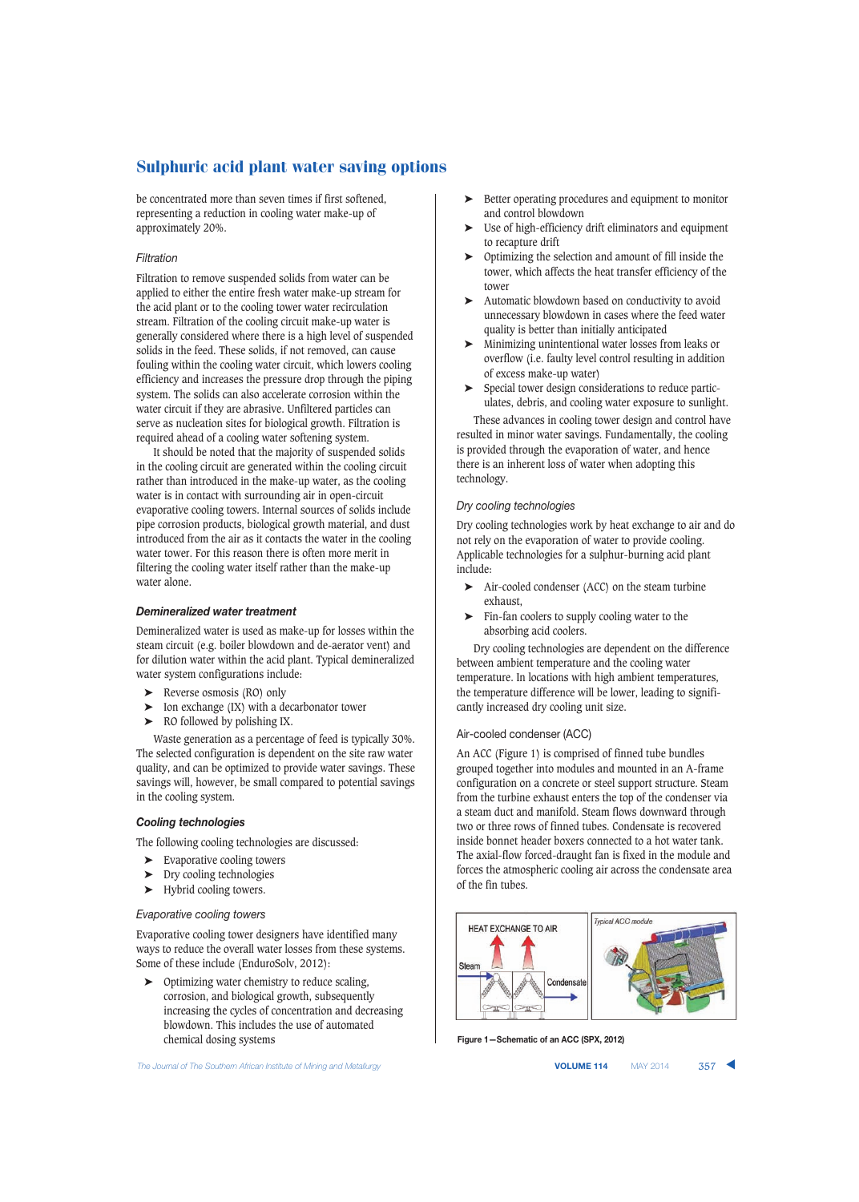## Sulphuric acid plant water saving options

be concentrated more than seven times if first softened, representing a reduction in cooling water make-up of approximately 20%.

*Filtration*

Filtration to remove suspended solids from water can be applied to either the entire fresh water make-up stream for the acid plant or to the cooling tower water recirculation stream. Filtration of the cooling circuit make-up water is generally considered where there is a high level of suspended solids in the feed. These solids, if not removed, can cause fouling within the cooling water circuit, which lowers cooling efficiency and increases the pressure drop through the piping system. The solids can also accelerate corrosion within the water circuit if they are abrasive. Unfiltered particles can serve as nucleation sites for biological growth. Filtration is required ahead of a cooling water softening system.

It should be noted that the majority of suspended solids in the cooling circuit are generated within the cooling circuit rather than introduced in the make-up water, as the cooling water is in contact with surrounding air in open-circuit evaporative cooling towers. Internal sources of solids include pipe corrosion products, biological growth material, and dust introduced from the air as it contacts the water in the cooling water tower. For this reason there is often more merit in filtering the cooling water itself rather than the make-up water alone.

### Demineralized water treatment

Demineralized water is used as make-up for losses within the steam circuit (e.g. boiler blowdown and de-aerator vent) and for dilution water within the acid plant. Typical demineralized water system configurations include:

- Reverse osmosis (RO) only
- Ion exchange (IX) with a decarbonator tower
- RO followed by polishing IX.

Waste generation as a percentage of feed is typically 30%. The selected configuration is dependent on the site raw water quality, and can be optimized to provide water savings. These savings will, however, be small compared to potential savings in the cooling system.

### Cooling technologies

The following cooling technologies are discussed:

- Evaporative cooling towers
- Dry cooling technologies
- Hybrid cooling towers.

*Evaporative cooling towers*

Evaporative cooling tower designers have identified many ways to reduce the overall water losses from these systems. Some of these include (EnduroSolv, 2012):

- Optimizing water chemistry to reduce scaling, corrosion, and biological growth, subsequently increasing the cycles of concentration and decreasing blowdown. This includes the use of automated chemical dosing systems
- Better operating procedures and equipment to monitor and control blowdown
- Use of high-efficiency drift eliminators and equipment to recapture drift
- Optimizing the selection and amount of fill inside the tower, which affects the heat transfer efficiency of the tower
- Automatic blowdown based on conductivity to avoid unnecessary blowdown in cases where the feed water quality is better than initially anticipated
- Minimizing unintentional water losses from leaks or overflow (i.e. faulty level control resulting in addition of excess make-up water)
- Special tower design considerations to reduce particulates, debris, and cooling water exposure to sunlight.

These advances in cooling tower design and control have resulted in minor water savings. Fundamentally, the cooling is provided through the evaporation of water, and hence there is an inherent loss of water when adopting this technology.

*Dry cooling technologies*

Dry cooling technologies work by heat exchange to air and do not rely on the evaporation of water to provide cooling. Applicable technologies for a sulphur-burning acid plant include:

- Air-cooled condenser (ACC) on the steam turbine exhaust,
- Fin-fan coolers to supply cooling water to the absorbing acid coolers.

Dry cooling technologies are dependent on the difference between ambient temperature and the cooling water temperature. In locations with high ambient temperatures, the temperature difference will be lower, leading to significantly increased dry cooling unit size.

Air-cooled condenser (ACC)

An ACC (Figure 1) is comprised of finned tube bundles grouped together into modules and mounted in an A-frame configuration on a concrete or steel support structure. Steam from the turbine exhaust enters the top of the condenser via a steam duct and manifold. Steam flows downward through two or three rows of finned tubes. Condensate is recovered inside bonnet header boxers connected to a hot water tank. The axial-flow forced-draught fan is fixed in the module and forces the atmospheric cooling air across the condensate area of the fin tubes.

Figure 1—Schematic of an ACC (SPX, 2012)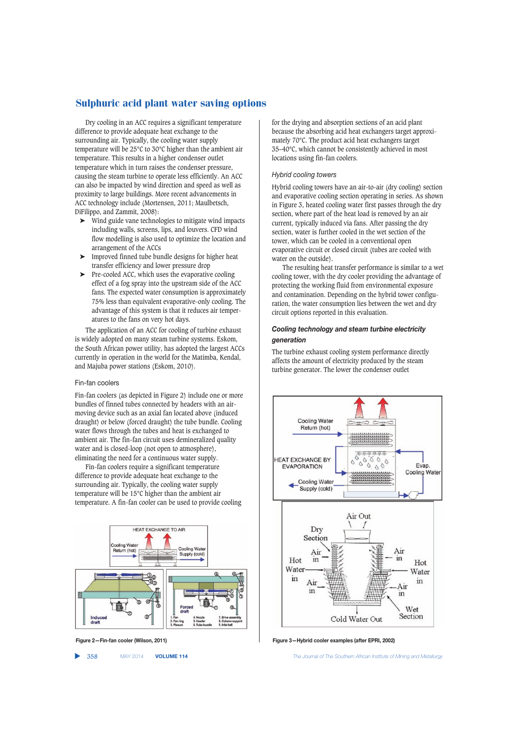Dry cooling in an ACC requires a significant temperature difference to provide adequate heat exchange to the surrounding air. Typically, the cooling water supply temperature will be 25°C to 30°C higher than the ambient air temperature. This results in a higher condenser outlet temperature which in turn raises the condenser pressure, causing the steam turbine to operate less efficiently. An ACC can also be impacted by wind direction and speed as well as proximity to large buildings. More recent advancements in ACC technology include (Mortensen, 2011; Maulbetsch, DiFilippo, and Zammit, 2008):

- Wind guide vane technologies to mitigate wind impacts including walls, screens, lips, and louvers. CFD wind flow modelling is also used to optimize the location and arrangement of the ACCs
- Improved finned tube bundle designs for higher heat transfer efficiency and lower pressure drop
- Pre-cooled ACC, which uses the evaporative cooling effect of a fog spray into the upstream side of the ACC fans. The expected water consumption is approximately 75% less than equivalent evaporative-only cooling. The advantage of this system is that it reduces air temperatures to the fans on very hot days.

The application of an ACC for cooling of turbine exhaust is widely adopted on many steam turbine systems. Eskom, the South African power utility, has adopted the largest ACCs currently in operation in the world for the Matimba, Kendal, and Majuba power stations (Eskom, 2010).

### Fin-fan coolers

Fin-fan coolers (as depicted in Figure 2) include one or more bundles of finned tubes connected by headers with an air-moving device such as an axial fan located above (induced draught) or below (forced draught) the tube bundle. Cooling water flows through the tubes and heat is exchanged to ambient air. The fin-fan circuit uses demineralized quality water and is closed-loop (not open to atmosphere), eliminating the need for a continuous water supply.

Fin-fan coolers require a significant temperature difference to provide adequate heat exchange to the surrounding air. Typically, the cooling water supply temperature will be 15°C higher than the ambient air temperature. A fin-fan cooler can be used to provide cooling for the drying and absorption sections of an acid plant because the absorbing acid heat exchangers target approximately 70°C. The product acid heat exchangers target 35–40°C, which cannot be consistently achieved in most locations using fin-fan coolers.

Figure 2—Fin-fan cooler (Wilson, 2011)

### *Hybrid cooling towers*

Hybrid cooling towers have an air-to-air (dry cooling) section and evaporative cooling section operating in series. As shown in Figure 3, heated cooling water first passes through the dry section, where part of the heat load is removed by an air current, typically induced via fans. After passing the dry section, water is further cooled in the wet section of the tower, which can be cooled in a conventional open evaporative circuit or closed circuit (tubes are cooled with water on the outside).

The resulting heat transfer performance is similar to a wet cooling tower, with the dry cooler providing the advantage of protecting the working fluid from environmental exposure and contamination. Depending on the hybrid tower configuration, the water consumption lies between the wet and dry circuit options reported in this evaluation.

## *Cooling technology and steam turbine electricity generation*

The turbine exhaust cooling system performance directly affects the amount of electricity produced by the steam turbine generator. The lower the condenser outlet

Figure 3—Hybrid cooler examples (after EPRI, 2002)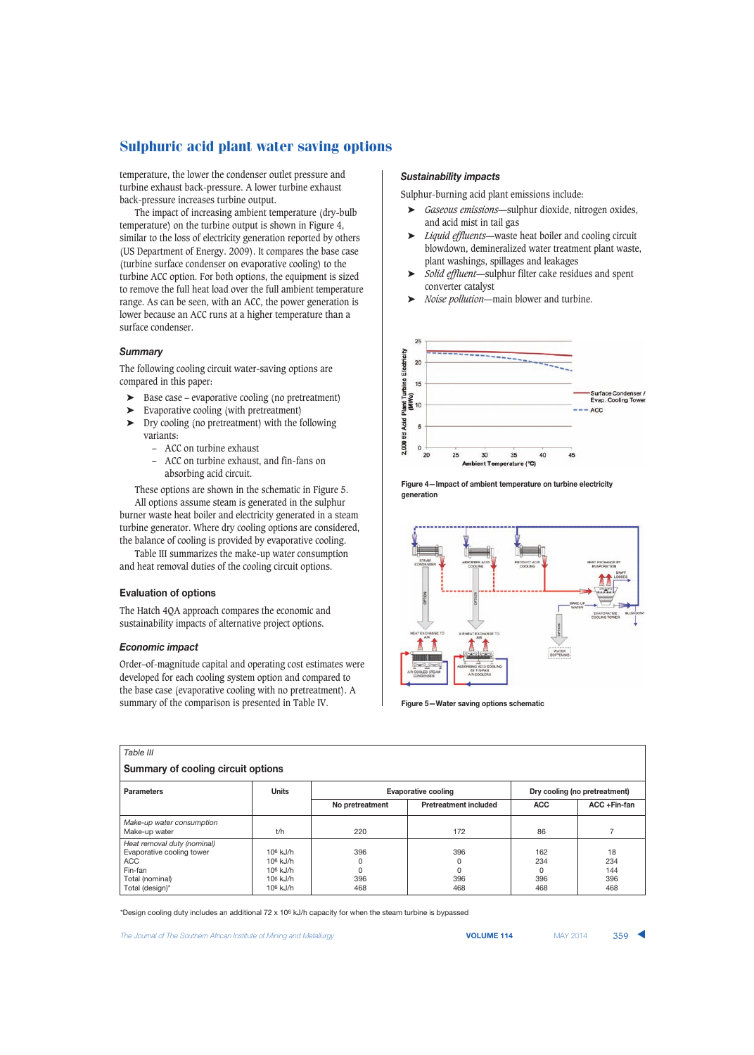temperature, the lower the condenser outlet pressure and turbine exhaust back-pressure. A lower turbine exhaust back-pressure increases turbine output.

The impact of increasing ambient temperature (dry-bulb temperature) on the turbine output is shown in Figure 4, similar to the loss of electricity generation reported by others (US Department of Energy. 2009). It compares the base case (turbine surface condenser on evaporative cooling) to the turbine ACC option. For both options, the equipment is sized to remove the full heat load over the full ambient temperature range. As can be seen, with an ACC, the power generation is lower because an ACC runs at a higher temperature than a surface condenser.

### Summary

The following cooling circuit water-saving options are compared in this paper:

- Base case – evaporative cooling (no pretreatment)
- Evaporative cooling (with pretreatment)
- Dry cooling (no pretreatment) with the following variants:
  - ACC on turbine exhaust
  - ACC on turbine exhaust, and fin-fans on absorbing acid circuit.

These options are shown in the schematic in Figure 5.

All options assume steam is generated in the sulphur burner waste heat boiler and electricity generated in a steam turbine generator. Where dry cooling options are considered, the balance of cooling is provided by evaporative cooling.

Table III summarizes the make-up water consumption and heat removal duties of the cooling circuit options.

## Evaluation of options

The Hatch 4QA approach compares the economic and sustainability impacts of alternative project options.

### Economic impact

Order-of-magnitude capital and operating cost estimates were developed for each cooling system option and compared to the base case (evaporative cooling with no pretreatment). A summary of the comparison is presented in Table IV.

### Sustainability impacts

Sulphur-burning acid plant emissions include:

- *Gaseous emissions*—sulphur dioxide, nitrogen oxides, and acid mist in tail gas
- *Liquid effluents*—waste heat boiler and cooling circuit blowdown, demineralized water treatment plant waste, plant washings, spillages and leakages
- *Solid effluent*—sulphur filter cake residues and spent converter catalyst
- *Noise pollution*—main blower and turbine.

Figure 4—Impact of ambient temperature on turbine electricity generation

Figure 5—Water saving options schematic

*Table III*

**Summary of cooling circuit options**

| Parameters | Units | Evaporative cooling | | Dry cooling (no pretreatment) | |
|---|---|---|---|---|---|
| | | No pretreatment | Pretreatment included | ACC | ACC +Fin-fan |
| *Make-up water consumption* | | | | | |
| Make-up water | t/h | 220 | 172 | 86 | 7 |
| *Heat removal duty (nominal)* | | | | | |
| Evaporative cooling tower | $10^6$ kJ/h | 396 | 396 | 162 | 18 |
| ACC | $10^6$ kJ/h | 0 | 0 | 234 | 234 |
| Fin-fan | $10^6$ kJ/h | 0 | 0 | 0 | 144 |
| Total (nominal) | $10^6$ kJ/h | 396 | 396 | 396 | 396 |
| Total (design)* | $10^6$ kJ/h | 468 | 468 | 468 | 468 |

*Design cooling duty includes an additional 72 x $10^6$ kJ/h capacity for when the steam turbine is bypassed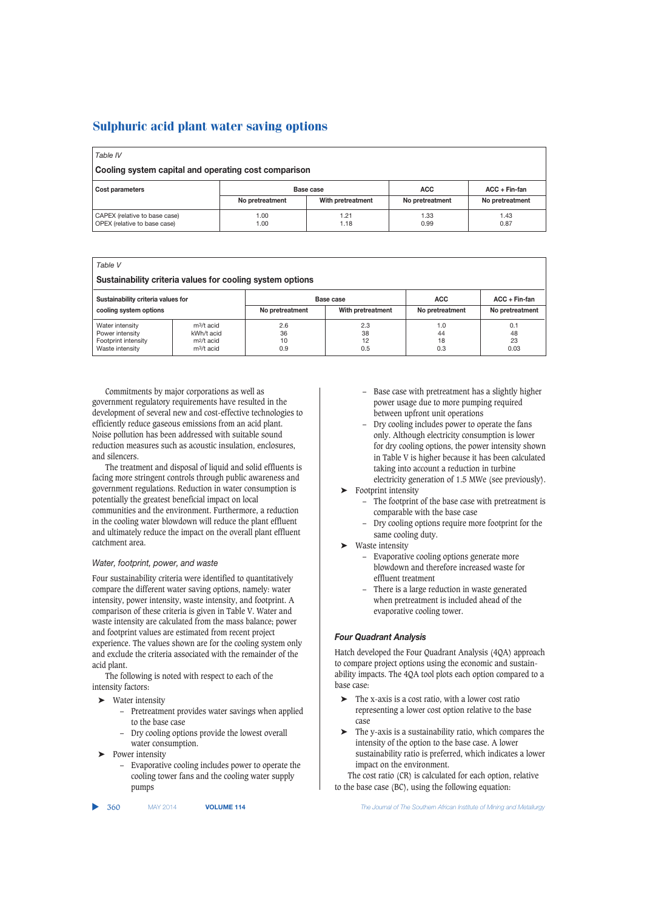## Table IV

**Cooling system capital and operating cost comparison**

| Cost parameters | Base case | | ACC | ACC + Fin-fan |
|---|---|---|---|---|
| | No pretreatment | With pretreatment | No pretreatment | No pretreatment |
| CAPEX (relative to base case) | 1.00 | 1.21 | 1.33 | 1.43 |
| OPEX (relative to base case) | 1.00 | 1.18 | 0.99 | 0.87 |

## Table V

**Sustainability criteria values for cooling system options**

| Sustainability criteria values for cooling system options | | Base case | | ACC | ACC + Fin-fan |
|---|---|---|---|---|---|
| | | No pretreatment | With pretreatment | No pretreatment | No pretreatment |
| Water intensity | $m^3$/t acid | 2.6 | 2.3 | 1.0 | 0.1 |
| Power intensity | kWh/t acid | 36 | 38 | 44 | 48 |
| Footprint intensity | $m^2$/t acid | 10 | 12 | 18 | 23 |
| Waste intensity | $m^3$/t acid | 0.9 | 0.5 | 0.3 | 0.03 |

Commitments by major corporations as well as government regulatory requirements have resulted in the development of several new and cost-effective technologies to efficiently reduce gaseous emissions from an acid plant. Noise pollution has been addressed with suitable sound reduction measures such as acoustic insulation, enclosures, and silencers.

The treatment and disposal of liquid and solid effluents is facing more stringent controls through public awareness and government regulations. Reduction in water consumption is potentially the greatest beneficial impact on local communities and the environment. Furthermore, a reduction in the cooling water blowdown will reduce the plant effluent and ultimately reduce the impact on the overall plant effluent catchment area.

### *Water, footprint, power, and waste*

Four sustainability criteria were identified to quantitatively compare the different water saving options, namely: water intensity, power intensity, waste intensity, and footprint. A comparison of these criteria is given in Table V. Water and waste intensity are calculated from the mass balance; power and footprint values are estimated from recent project experience. The values shown are for the cooling system only and exclude the criteria associated with the remainder of the acid plant.

The following is noted with respect to each of the intensity factors:

- Water intensity
  - Pretreatment provides water savings when applied to the base case
  - Dry cooling options provide the lowest overall water consumption.
- Power intensity
  - Evaporative cooling includes power to operate the cooling tower fans and the cooling water supply pumps
  - Base case with pretreatment has a slightly higher power usage due to more pumping required between upfront unit operations
  - Dry cooling includes power to operate the fans only. Although electricity consumption is lower for dry cooling options, the power intensity shown in Table V is higher because it has been calculated taking into account a reduction in turbine electricity generation of 1.5 MWe (see previously).
- Footprint intensity
  - The footprint of the base case with pretreatment is comparable with the base case
  - Dry cooling options require more footprint for the same cooling duty.
- Waste intensity
  - Evaporative cooling options generate more blowdown and therefore increased waste for effluent treatment
  - There is a large reduction in waste generated when pretreatment is included ahead of the evaporative cooling tower.

### **Four Quadrant Analysis**

Hatch developed the Four Quadrant Analysis (4QA) approach to compare project options using the economic and sustainability impacts. The 4QA tool plots each option compared to a base case:

- The x-axis is a cost ratio, with a lower cost ratio representing a lower cost option relative to the base case
- The y-axis is a sustainability ratio, which compares the intensity of the option to the base case. A lower sustainability ratio is preferred, which indicates a lower impact on the environment.

The cost ratio (CR) is calculated for each option, relative to the base case (BC), using the following equation: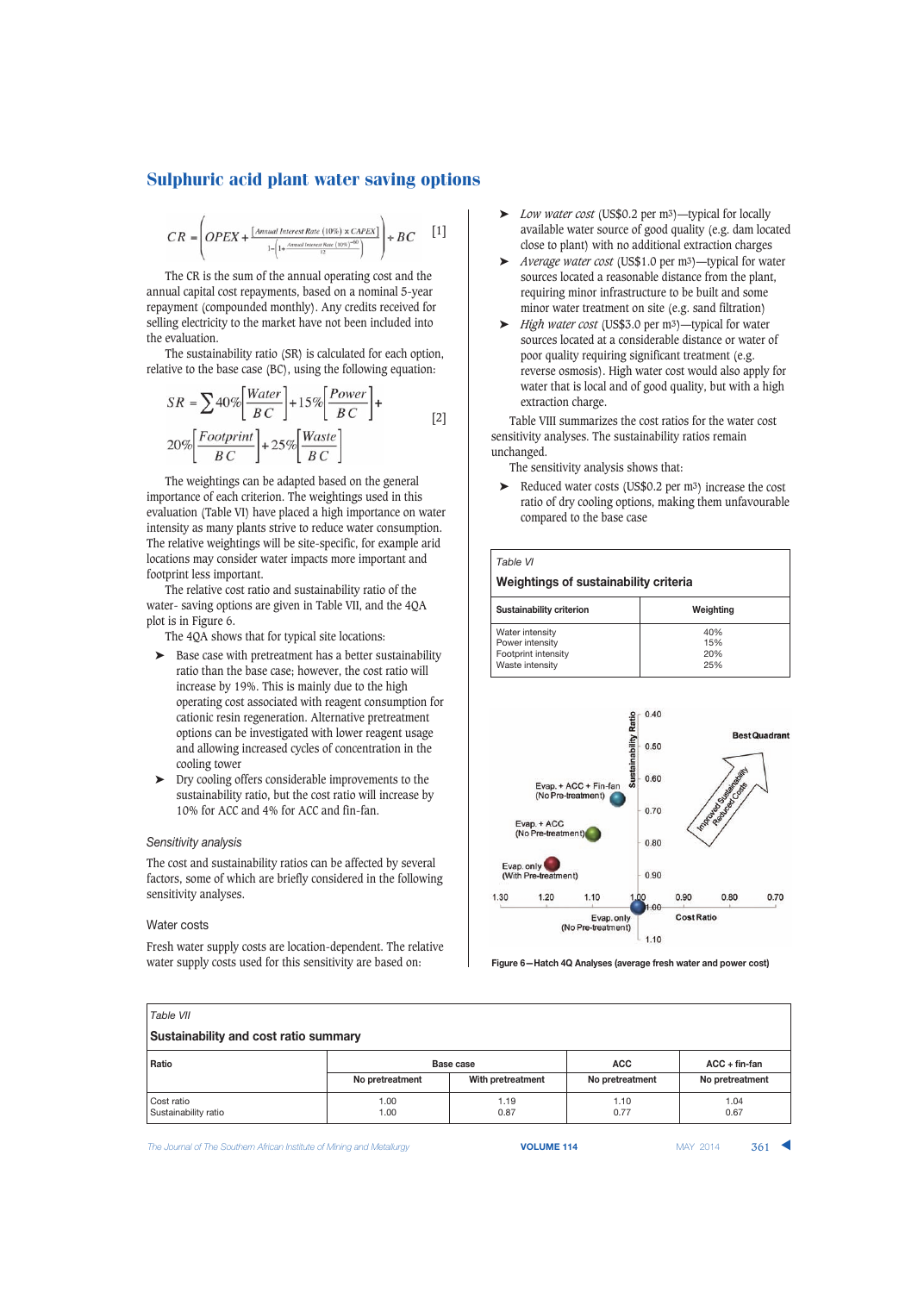$$CR = \left( OPEX + \frac{[\text{Annual Interest Rate } (10\%) \times CAPEX]}{1 - \left(1 + \frac{\text{Annual Interest Rate } (10\%)}{12}\right)^{-60}} \right) \div BC \quad [1]$$

The CR is the sum of the annual operating cost and the annual capital cost repayments, based on a nominal 5-year repayment (compounded monthly). Any credits received for selling electricity to the market have not been included into the evaluation.

The sustainability ratio (SR) is calculated for each option, relative to the base case (BC), using the following equation:

$$SR = \sum 40\% \left[ \frac{Water}{BC} \right] + 15\% \left[ \frac{Power}{BC} \right] + 20\% \left[ \frac{Footprint}{BC} \right] + 25\% \left[ \frac{Waste}{BC} \right] \quad [2]$$

The weightings can be adapted based on the general importance of each criterion. The weightings used in this evaluation (Table VI) have placed a high importance on water intensity as many plants strive to reduce water consumption. The relative weightings will be site-specific, for example arid locations may consider water impacts more important and footprint less important.

The relative cost ratio and sustainability ratio of the water- saving options are given in Table VII, and the 4QA plot is in Figure 6.

The 4QA shows that for typical site locations:

- Base case with pretreatment has a better sustainability ratio than the base case; however, the cost ratio will increase by 19%. This is mainly due to the high operating cost associated with reagent consumption for cationic resin regeneration. Alternative pretreatment options can be investigated with lower reagent usage and allowing increased cycles of concentration in the cooling tower
- Dry cooling offers considerable improvements to the sustainability ratio, but the cost ratio will increase by 10% for ACC and 4% for ACC and fin-fan.

### *Sensitivity analysis*

The cost and sustainability ratios can be affected by several factors, some of which are briefly considered in the following sensitivity analyses.

#### Water costs

Fresh water supply costs are location-dependent. The relative water supply costs used for this sensitivity are based on:

- *Low water cost* (US$0.2 per m$^3$)—typical for locally available water source of good quality (e.g. dam located close to plant) with no additional extraction charges
- *Average water cost* (US$1.0 per m$^3$)—typical for water sources located a reasonable distance from the plant, requiring minor infrastructure to be built and some minor water treatment on site (e.g. sand filtration)
- *High water cost* (US$3.0 per m$^3$)—typical for water sources located at a considerable distance or water of poor quality requiring significant treatment (e.g. reverse osmosis). High water cost would also apply for water that is local and of good quality, but with a high extraction charge.

Table VIII summarizes the cost ratios for the water cost sensitivity analyses. The sustainability ratios remain unchanged.

The sensitivity analysis shows that:

- Reduced water costs (US$0.2 per m$^3$) increase the cost ratio of dry cooling options, making them unfavourable compared to the base case

Table VI

**Weightings of sustainability criteria**

| Sustainability criterion | Weighting |
|---|---|
| Water intensity | 40% |
| Power intensity | 15% |
| Footprint intensity | 20% |
| Waste intensity | 25% |

Figure 6—Hatch 4Q Analyses (average fresh water and power cost)

Table VII

**Sustainability and cost ratio summary**

| Ratio | Base case | | ACC | ACC + fin-fan |
|---|---|---|---|---|
| | No pretreatment | With pretreatment | No pretreatment | No pretreatment |
| Cost ratio | 1.00 | 1.19 | 1.10 | 1.04 |
| Sustainability ratio | 1.00 | 0.87 | 0.77 | 0.67 |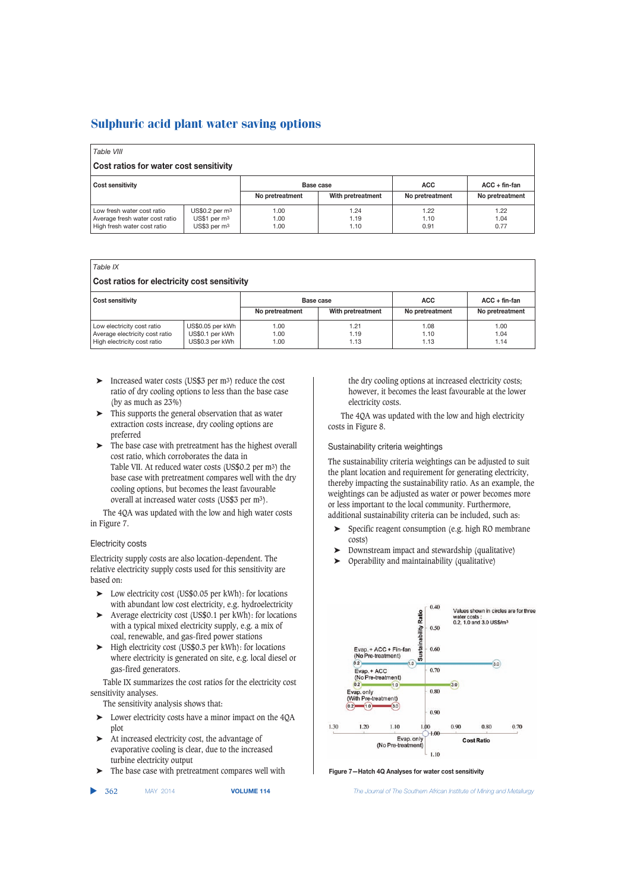# Sulphuric acid plant water saving options

*Table VIII*

**Cost ratios for water cost sensitivity**

| Cost sensitivity | | Base case | | ACC | ACC + fin-fan |
|---|---|---|---|---|---|
| | | No pretreatment | With pretreatment | No pretreatment | No pretreatment |
| Low fresh water cost ratio | US$0.2 per m³ | 1.00 | 1.24 | 1.22 | 1.22 |
| Average fresh water cost ratio | US$1 per m³ | 1.00 | 1.19 | 1.10 | 1.04 |
| High fresh water cost ratio | US$3 per m³ | 1.00 | 1.10 | 0.91 | 0.77 |

*Table IX*

**Cost ratios for electricity cost sensitivity**

| Cost sensitivity | | Base case | | ACC | ACC + fin-fan |
|---|---|---|---|---|---|
| | | No pretreatment | With pretreatment | No pretreatment | No pretreatment |
| Low electricity cost ratio | US$0.05 per kWh | 1.00 | 1.21 | 1.08 | 1.00 |
| Average electricity cost ratio | US$0.1 per kWh | 1.00 | 1.19 | 1.10 | 1.04 |
| High electricity cost ratio | US$0.3 per kWh | 1.00 | 1.13 | 1.13 | 1.14 |

- Increased water costs (US$3 per m³) reduce the cost ratio of dry cooling options to less than the base case (by as much as 23%)
- This supports the general observation that as water extraction costs increase, dry cooling options are preferred
- The base case with pretreatment has the highest overall cost ratio, which corroborates the data in Table VII. At reduced water costs (US$0.2 per m³) the base case with pretreatment compares well with the dry cooling options, but becomes the least favourable overall at increased water costs (US$3 per m³).

The 4QA was updated with the low and high water costs in Figure 7.

### Electricity costs

Electricity supply costs are also location-dependent. The relative electricity supply costs used for this sensitivity are based on:

- Low electricity cost (US$0.05 per kWh): for locations with abundant low cost electricity, e.g. hydroelectricity
- Average electricity cost (US$0.1 per kWh): for locations with a typical mixed electricity supply, e.g. a mix of coal, renewable, and gas-fired power stations
- High electricity cost (US$0.3 per kWh): for locations where electricity is generated on site, e.g. local diesel or gas-fired generators.

Table IX summarizes the cost ratios for the electricity cost sensitivity analyses.

The sensitivity analysis shows that:

- Lower electricity costs have a minor impact on the 4QA plot
- At increased electricity cost, the advantage of evaporative cooling is clear, due to the increased turbine electricity output
- The base case with pretreatment compares well with the dry cooling options at increased electricity costs; however, it becomes the least favourable at the lower electricity costs.

The 4QA was updated with the low and high electricity costs in Figure 8.

### Sustainability criteria weightings

The sustainability criteria weightings can be adjusted to suit the plant location and requirement for generating electricity, thereby impacting the sustainability ratio. As an example, the weightings can be adjusted as water or power becomes more or less important to the local community. Furthermore, additional sustainability criteria can be included, such as:

- Specific reagent consumption (e.g. high RO membrane costs)
- Downstream impact and stewardship (qualitative)
- Operability and maintainability (qualitative)

Figure 7—Hatch 4Q Analyses for water cost sensitivity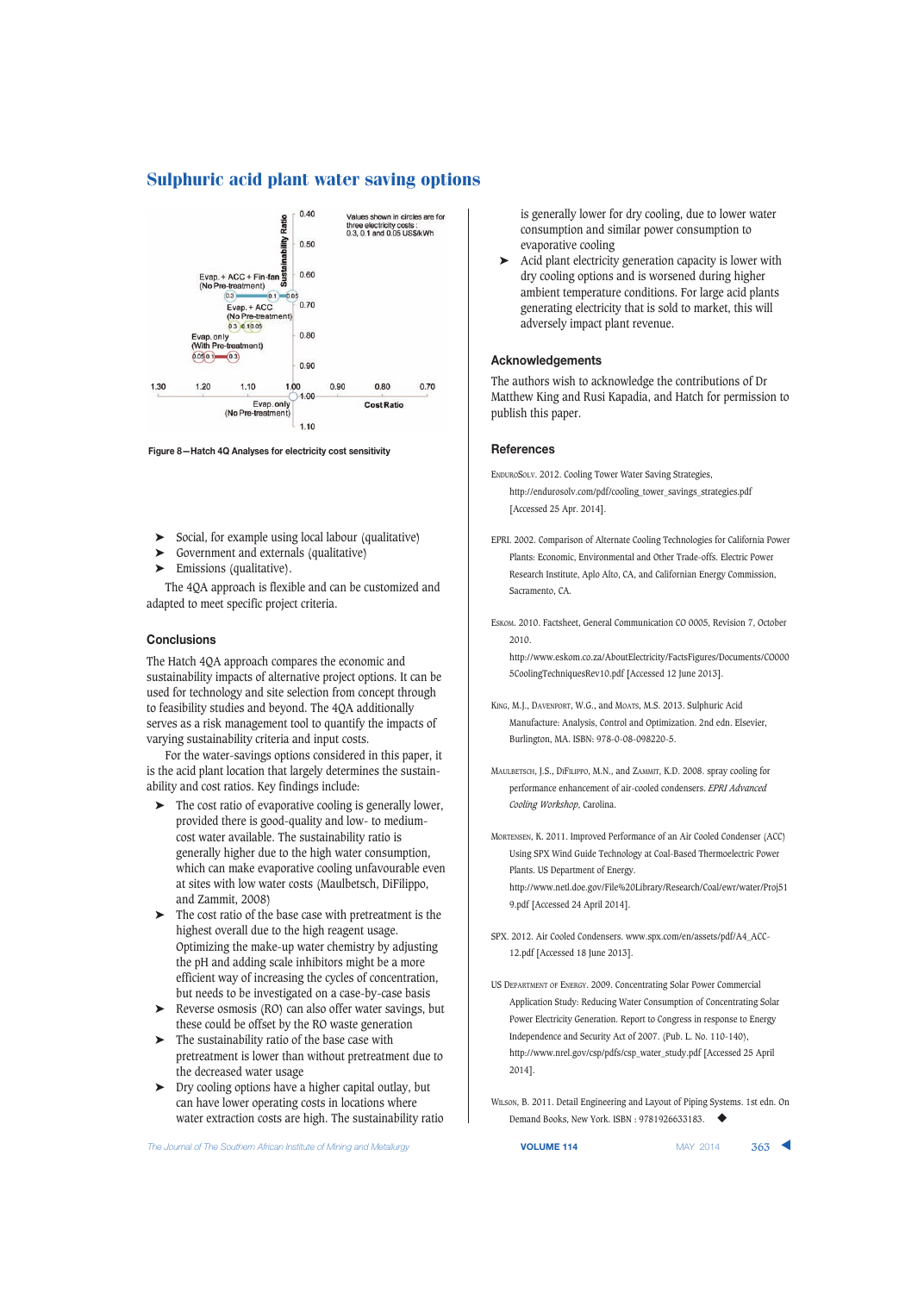# Sulphuric acid plant water saving options

0.40

Values shown in circles are for three electricity costs : 0.3, 0.1 and 0.05 US$/kWh

Sustainability Ratio

0.50

Evap. + ACC + Fin-fan (No Pre-treatment)

0.60

0.3 0.1 0.05

Evap. + ACC (No Pre-treatment)

0.70

0.3 0.1 0.05

Evap. only (With Pre-treatment)

0.80

0.05 0.1 0.3

0.90

1.30 1.20 1.10 1.00 0.90 0.80 0.70

1.00

Evap. only (No Pre-treatment)

Cost Ratio

1.10

Figure 8—Hatch 4Q Analyses for electricity cost sensitivity

- Social, for example using local labour (qualitative)
- Government and externals (qualitative)
- Emissions (qualitative).

The 4QA approach is flexible and can be customized and adapted to meet specific project criteria.

## Conclusions

The Hatch 4QA approach compares the economic and sustainability impacts of alternative project options. It can be used for technology and site selection from concept through to feasibility studies and beyond. The 4QA additionally serves as a risk management tool to quantify the impacts of varying sustainability criteria and input costs.

For the water-savings options considered in this paper, it is the acid plant location that largely determines the sustainability and cost ratios. Key findings include:

- The cost ratio of evaporative cooling is generally lower, provided there is good-quality and low- to medium-cost water available. The sustainability ratio is generally higher due to the high water consumption, which can make evaporative cooling unfavourable even at sites with low water costs (Maulbetsch, DiFilippo, and Zammit, 2008)
- The cost ratio of the base case with pretreatment is the highest overall due to the high reagent usage. Optimizing the make-up water chemistry by adjusting the pH and adding scale inhibitors might be a more efficient way of increasing the cycles of concentration, but needs to be investigated on a case-by-case basis
- Reverse osmosis (RO) can also offer water savings, but these could be offset by the RO waste generation
- The sustainability ratio of the base case with pretreatment is lower than without pretreatment due to the decreased water usage
- Dry cooling options have a higher capital outlay, but can have lower operating costs in locations where water extraction costs are high. The sustainability ratio is generally lower for dry cooling, due to lower water consumption and similar power consumption to evaporative cooling
- Acid plant electricity generation capacity is lower with dry cooling options and is worsened during higher ambient temperature conditions. For large acid plants generating electricity that is sold to market, this will adversely impact plant revenue.

## Acknowledgements

The authors wish to acknowledge the contributions of Dr Matthew King and Rusi Kapadia, and Hatch for permission to publish this paper.

## References

ENDUROSOLV. 2012. Cooling Tower Water Saving Strategies, http://endurosolv.com/pdf/cooling_tower_savings_strategies.pdf [Accessed 25 Apr. 2014].

EPRI. 2002. Comparison of Alternate Cooling Technologies for California Power Plants: Economic, Environmental and Other Trade-offs. Electric Power Research Institute, Aplo Alto, CA, and Californian Energy Commission, Sacramento, CA.

ESKOM. 2010. Factsheet, General Communication CO 0005, Revision 7, October 2010. http://www.eskom.co.za/AboutElectricity/FactsFigures/Documents/CO0005CoolingTechniquesRev10.pdf [Accessed 12 June 2013].

KING, M.J., DAVENPORT, W.G., and MOATS, M.S. 2013. Sulphuric Acid Manufacture: Analysis, Control and Optimization. 2nd edn. Elsevier, Burlington, MA. ISBN: 978-0-08-098220-5.

MAULBETSCH, J.S., DIFILIPPO, M.N., and ZAMMIT, K.D. 2008. spray cooling for performance enhancement of air-cooled condensers. *EPRI Advanced Cooling Workshop*, Carolina.

MORTENSEN, K. 2011. Improved Performance of an Air Cooled Condenser (ACC) Using SPX Wind Guide Technology at Coal-Based Thermoelectric Power Plants. US Department of Energy. http://www.netl.doe.gov/File%20Library/Research/Coal/ewr/water/Proj519.pdf [Accessed 24 April 2014].

SPX. 2012. Air Cooled Condensers. www.spx.com/en/assets/pdf/A4_ACC-12.pdf [Accessed 18 June 2013].

US DEPARTMENT OF ENERGY. 2009. Concentrating Solar Power Commercial Application Study: Reducing Water Consumption of Concentrating Solar Power Electricity Generation. Report to Congress in response to Energy Independence and Security Act of 2007. (Pub. L. No. 110-140), http://www.nrel.gov/csp/pdfs/csp_water_study.pdf [Accessed 25 April 2014].

WILSON, B. 2011. Detail Engineering and Layout of Piping Systems. 1st edn. On Demand Books, New York. ISBN : 9781926633183. ◆